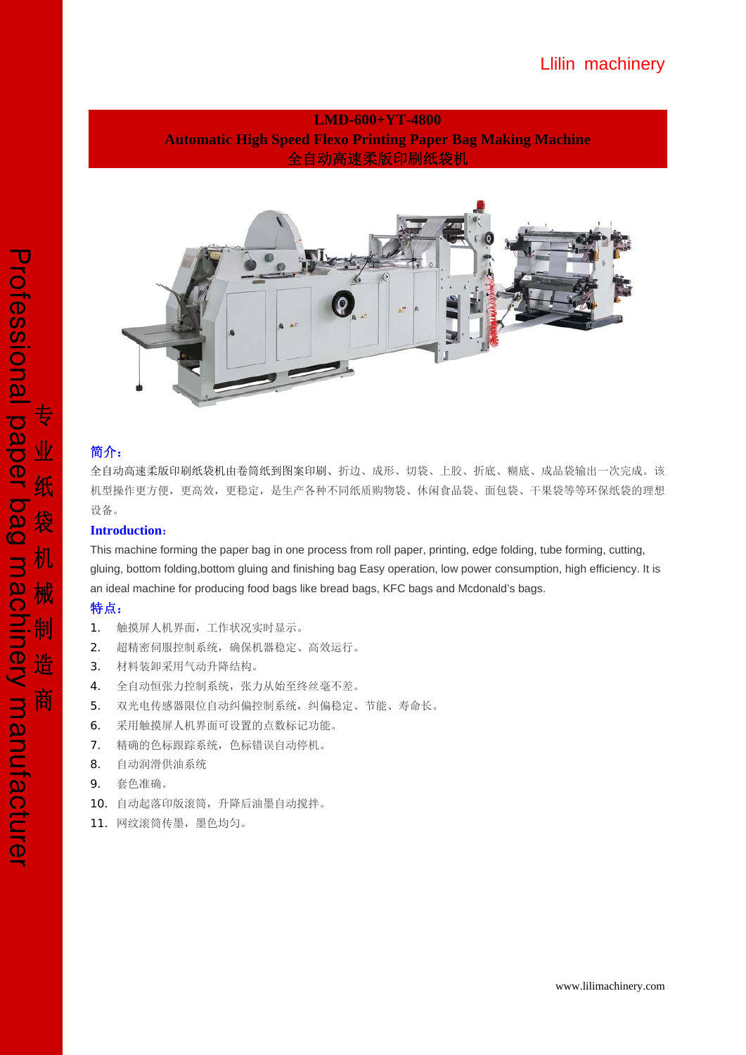Llilin machinery

# LMD-600+YT-4800
# Automatic High Speed Flexo Printing Paper Bag Making Machine
# 全自动高速柔版印刷纸袋机

Professional paper bag machinery manufacturer 专业纸袋机械制造商

**简介：**

全自动高速柔版印刷纸袋机由卷筒纸到图案印刷、折边、成形、切袋、上胶、折底、糊底、成品袋输出一次完成。该机型操作更方便，更高效，更稳定，是生产各种不同纸质购物袋、休闲食品袋、面包袋、干果袋等等环保纸袋的理想设备。

**Introduction:**

This machine forming the paper bag in one process from roll paper, printing, edge folding, tube forming, cutting, gluing, bottom folding,bottom gluing and finishing bag Easy operation, low power consumption, high efficiency. It is an ideal machine for producing food bags like bread bags, KFC bags and Mcdonald's bags.

**特点：**

1. 触摸屏人机界面，工作状况实时显示。
2. 超精密伺服控制系统，确保机器稳定、高效运行。
3. 材料装卸采用气动升降结构。
4. 全自动恒张力控制系统，张力从始至终丝毫不差。
5. 双光电传感器限位自动纠偏控制系统，纠偏稳定、节能、寿命长。
6. 采用触摸屏人机界面可设置的点数标记功能。
7. 精确的色标跟踪系统，色标错误自动停机。
8. 自动润滑供油系统
9. 套色准确。
10. 自动起落印版滚筒，升降后油墨自动搅拌。
11. 网纹滚筒传墨，墨色均匀。

www.lilimachinery.com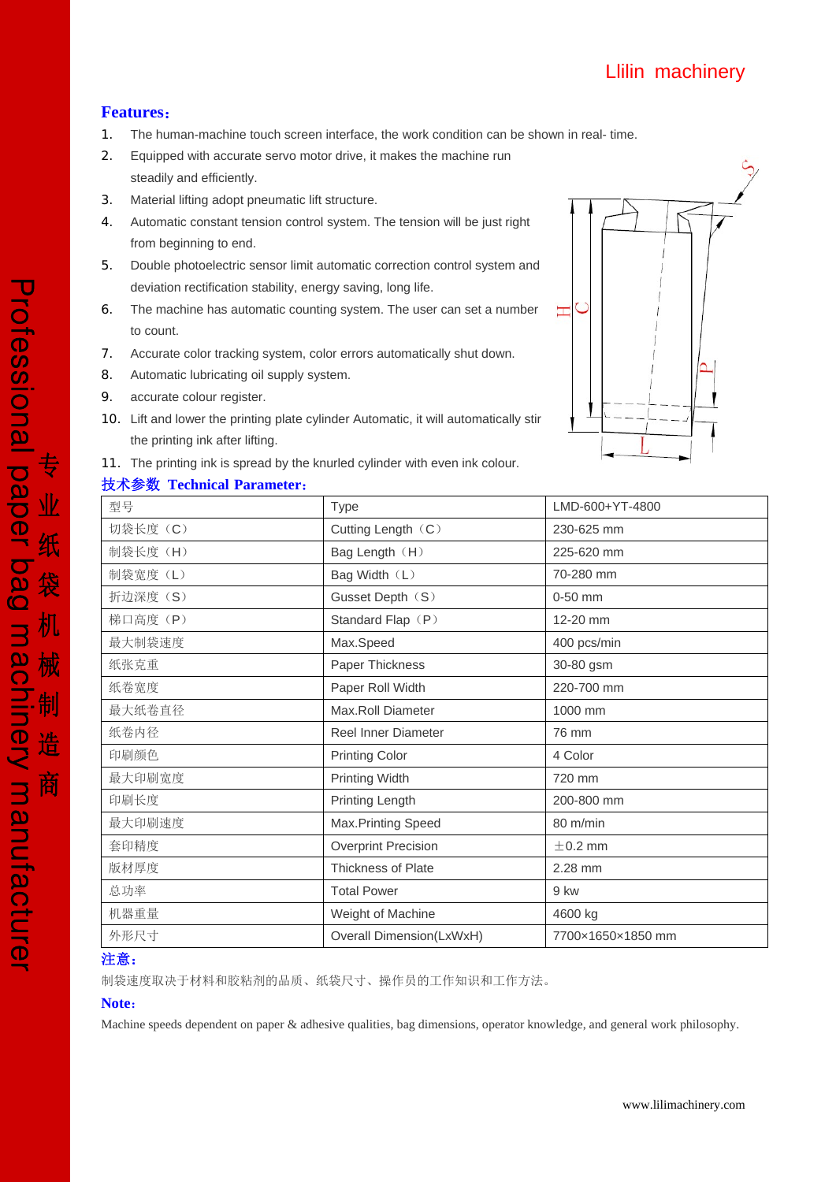Llilin machinery

**Features：**

1. The human-machine touch screen interface, the work condition can be shown in real- time.
2. Equipped with accurate servo motor drive, it makes the machine run steadily and efficiently.
3. Material lifting adopt pneumatic lift structure.
4. Automatic constant tension control system. The tension will be just right from beginning to end.
5. Double photoelectric sensor limit automatic correction control system and deviation rectification stability, energy saving, long life.
6. The machine has automatic counting system. The user can set a number to count.
7. Accurate color tracking system, color errors automatically shut down.
8. Automatic lubricating oil supply system.
9. accurate colour register.
10. Lift and lower the printing plate cylinder Automatic, it will automatically stir the printing ink after lifting.
11. The printing ink is spread by the knurled cylinder with even ink colour.

**技术参数 Technical Parameter：**

| | | |
|---|---|---|
| 型号 | Type | LMD-600+YT-4800 |
| 切袋长度（C） | Cutting Length（C） | 230-625 mm |
| 制袋长度（H） | Bag Length（H） | 225-620 mm |
| 制袋宽度（L） | Bag Width（L） | 70-280 mm |
| 折边深度（S） | Gusset Depth（S） | 0-50 mm |
| 梯口高度（P） | Standard Flap（P） | 12-20 mm |
| 最大制袋速度 | Max.Speed | 400 pcs/min |
| 纸张克重 | Paper Thickness | 30-80 gsm |
| 纸卷宽度 | Paper Roll Width | 220-700 mm |
| 最大纸卷直径 | Max.Roll Diameter | 1000 mm |
| 纸卷内径 | Reel Inner Diameter | 76 mm |
| 印刷颜色 | Printing Color | 4 Color |
| 最大印刷宽度 | Printing Width | 720 mm |
| 印刷长度 | Printing Length | 200-800 mm |
| 最大印刷速度 | Max.Printing Speed | 80 m/min |
| 套印精度 | Overprint Precision | ±0.2 mm |
| 版材厚度 | Thickness of Plate | 2.28 mm |
| 总功率 | Total Power | 9 kw |
| 机器重量 | Weight of Machine | 4600 kg |
| 外形尺寸 | Overall Dimension(LxWxH) | 7700×1650×1850 mm |

**注意：**

制袋速度取决于材料和胶粘剂的品质、纸袋尺寸、操作员的工作知识和工作方法。

**Note：**

Machine speeds dependent on paper & adhesive qualities, bag dimensions, operator knowledge, and general work philosophy.

Professional paper bag machinery manufacturer

专业纸袋机械制造商

www.lilimachinery.com